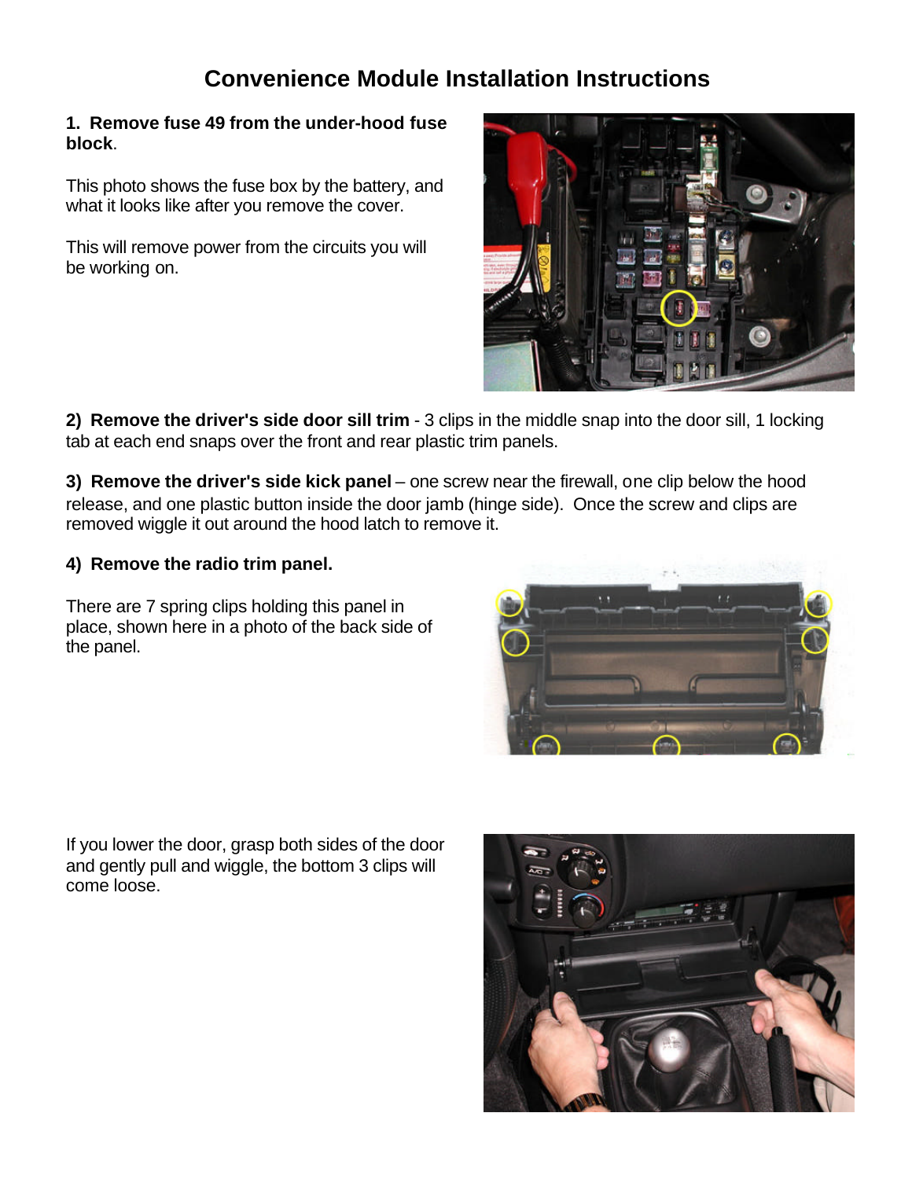# Convenience Module Installation Instructions

**1. Remove fuse 49 from the under-hood fuse block**.

This photo shows the fuse box by the battery, and what it looks like after you remove the cover.

This will remove power from the circuits you will be working on.

**2) Remove the driver's side door sill trim** - 3 clips in the middle snap into the door sill, 1 locking tab at each end snaps over the front and rear plastic trim panels.

**3) Remove the driver's side kick panel** – one screw near the firewall, one clip below the hood release, and one plastic button inside the door jamb (hinge side). Once the screw and clips are removed wiggle it out around the hood latch to remove it.

**4) Remove the radio trim panel.**

There are 7 spring clips holding this panel in place, shown here in a photo of the back side of the panel.

If you lower the door, grasp both sides of the door and gently pull and wiggle, the bottom 3 clips will come loose.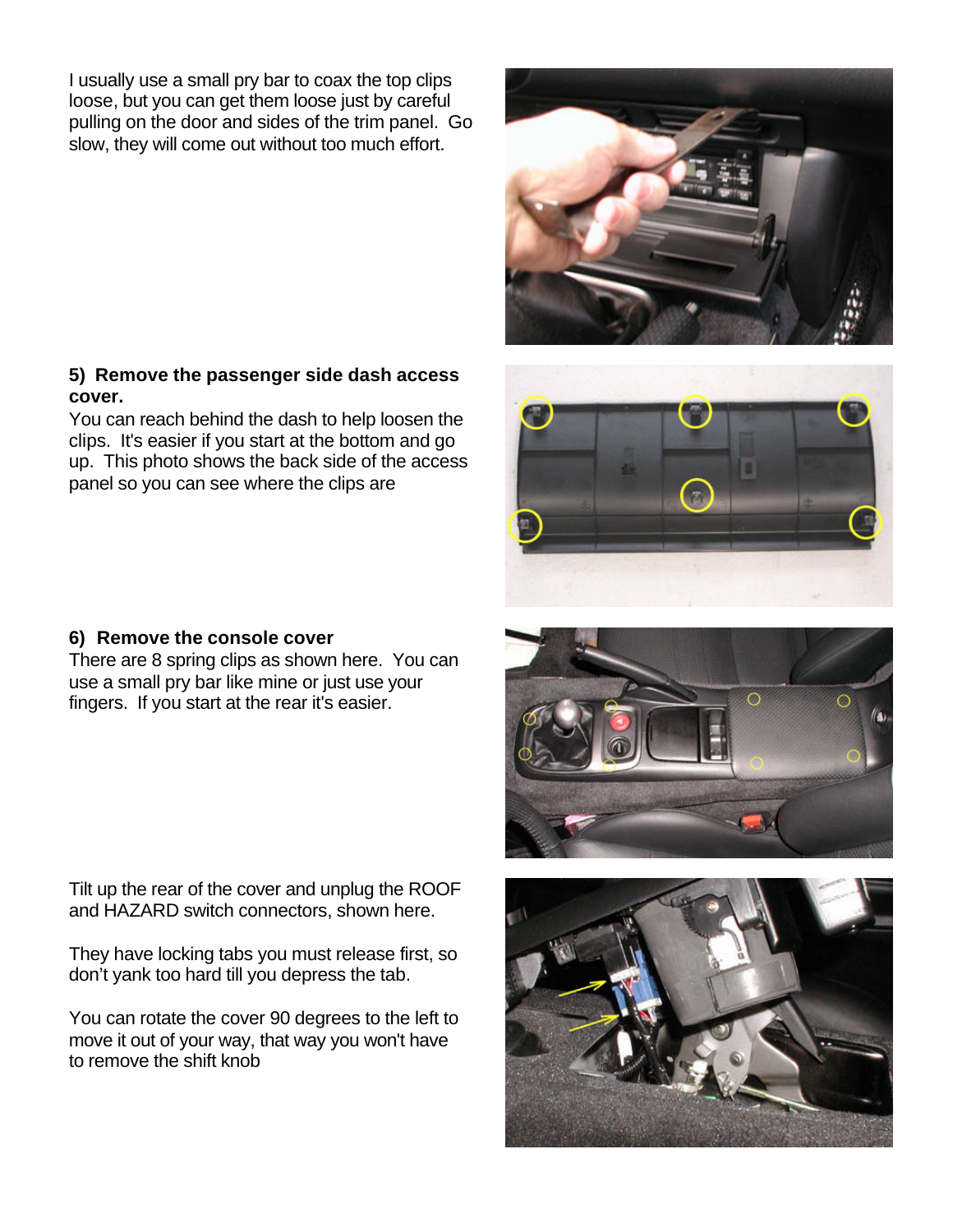I usually use a small pry bar to coax the top clips loose, but you can get them loose just by careful pulling on the door and sides of the trim panel. Go slow, they will come out without too much effort.

**5) Remove the passenger side dash access cover.**

You can reach behind the dash to help loosen the clips. It's easier if you start at the bottom and go up. This photo shows the back side of the access panel so you can see where the clips are

**6) Remove the console cover**

There are 8 spring clips as shown here. You can use a small pry bar like mine or just use your fingers. If you start at the rear it's easier.

Tilt up the rear of the cover and unplug the ROOF and HAZARD switch connectors, shown here.

They have locking tabs you must release first, so don't yank too hard till you depress the tab.

You can rotate the cover 90 degrees to the left to move it out of your way, that way you won't have to remove the shift knob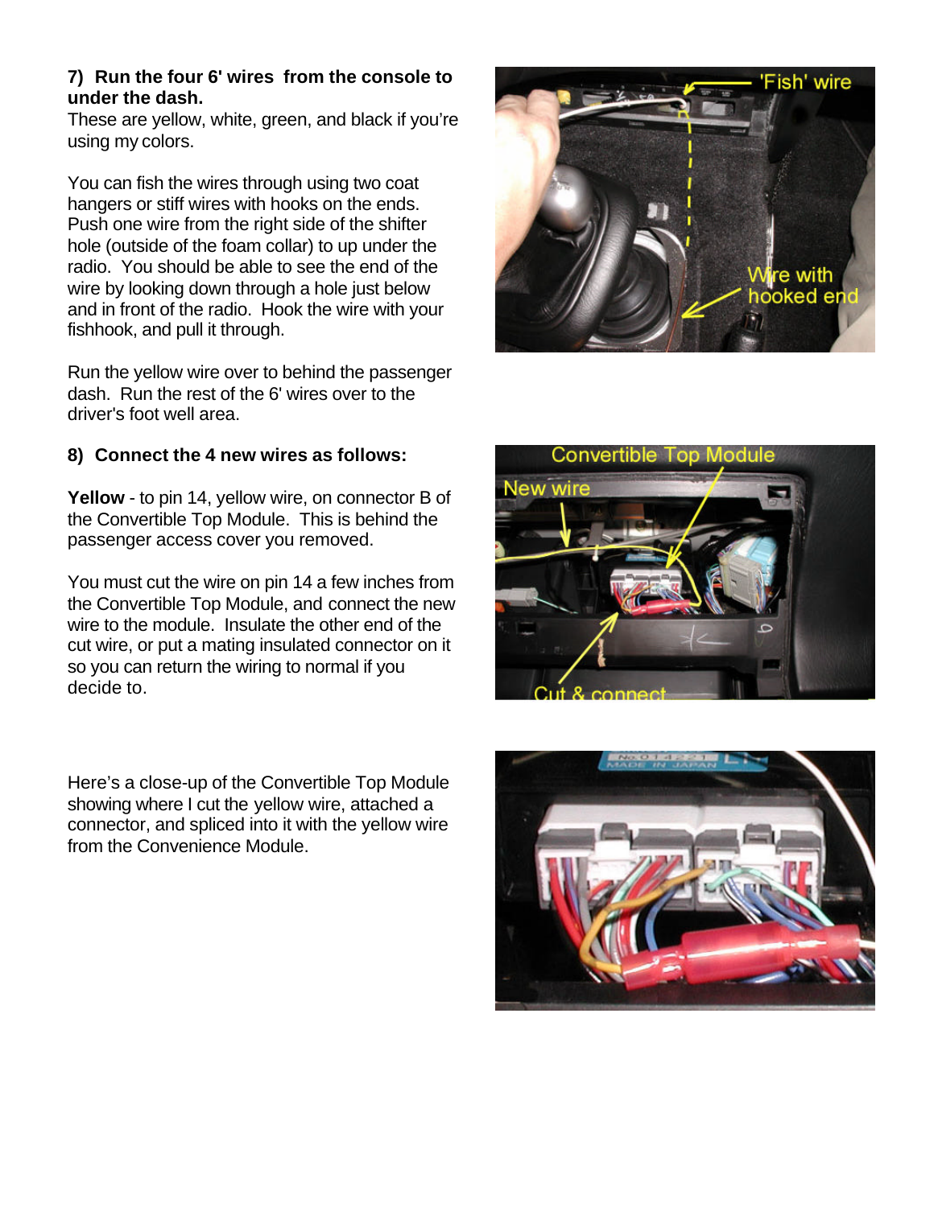**7) Run the four 6' wires from the console to under the dash.**

These are yellow, white, green, and black if you're using my colors.

You can fish the wires through using two coat hangers or stiff wires with hooks on the ends. Push one wire from the right side of the shifter hole (outside of the foam collar) to up under the radio. You should be able to see the end of the wire by looking down through a hole just below and in front of the radio. Hook the wire with your fishhook, and pull it through.

Run the yellow wire over to behind the passenger dash. Run the rest of the 6' wires over to the driver's foot well area.

**8) Connect the 4 new wires as follows:**

**Yellow** - to pin 14, yellow wire, on connector B of the Convertible Top Module. This is behind the passenger access cover you removed.

You must cut the wire on pin 14 a few inches from the Convertible Top Module, and connect the new wire to the module. Insulate the other end of the cut wire, or put a mating insulated connector on it so you can return the wiring to normal if you decide to.

Here's a close-up of the Convertible Top Module showing where I cut the yellow wire, attached a connector, and spliced into it with the yellow wire from the Convenience Module.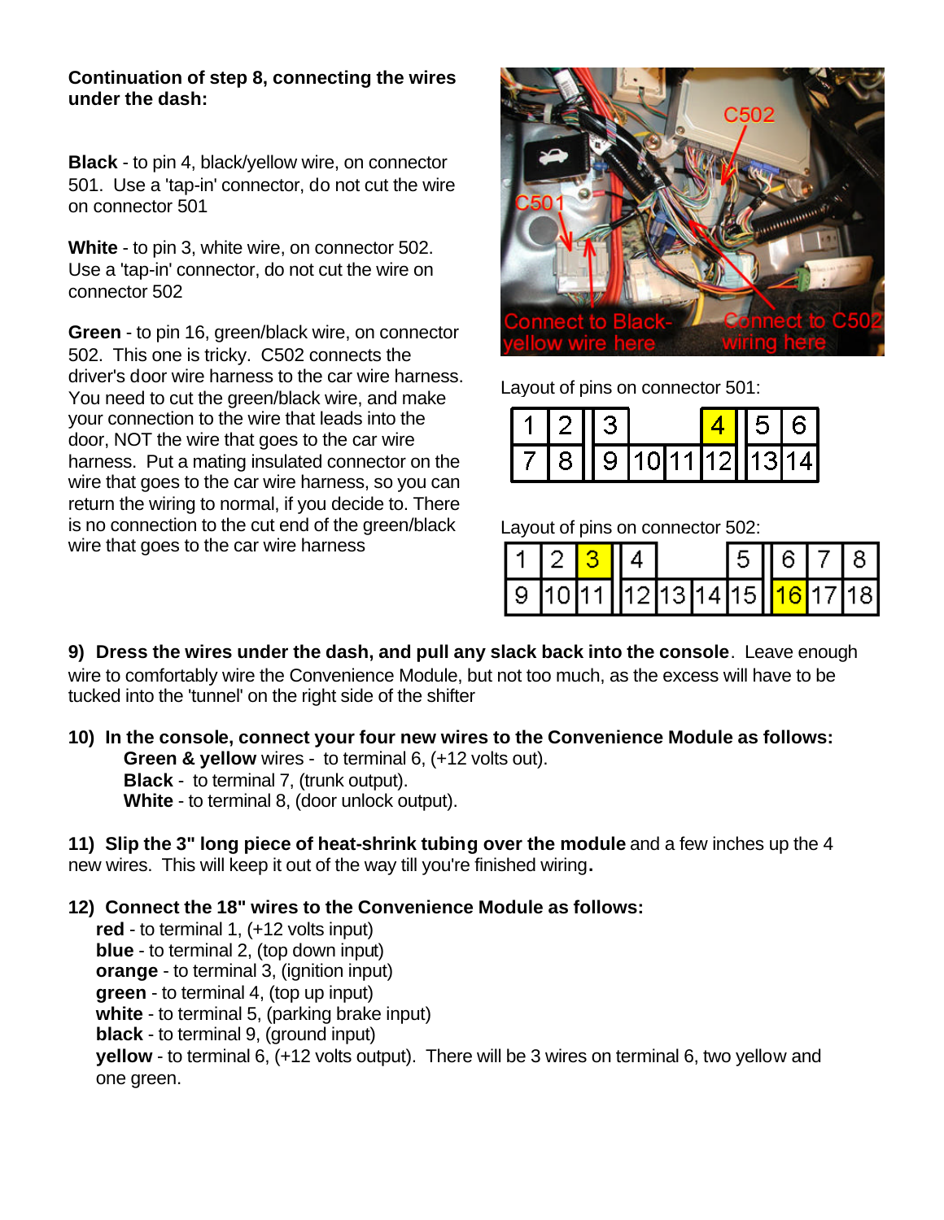**Continuation of step 8, connecting the wires under the dash:**

**Black** - to pin 4, black/yellow wire, on connector 501. Use a 'tap-in' connector, do not cut the wire on connector 501

**White** - to pin 3, white wire, on connector 502. Use a 'tap-in' connector, do not cut the wire on connector 502

**Green** - to pin 16, green/black wire, on connector 502. This one is tricky. C502 connects the driver's door wire harness to the car wire harness. You need to cut the green/black wire, and make your connection to the wire that leads into the door, NOT the wire that goes to the car wire harness. Put a mating insulated connector on the wire that goes to the car wire harness, so you can return the wiring to normal, if you decide to. There is no connection to the cut end of the green/black wire that goes to the car wire harness

Layout of pins on connector 501:

| 1 | 2 | 3 | | | 4 | 5 | 6 |
|---|---|---|---|---|---|---|---|
| 7 | 8 | 9 | 10 | 11 | 12 | 13 | 14 |

Layout of pins on connector 502:

| 1 | 2 | 3 | 4 | | | 5 | 6 | 7 | 8 |
|---|---|---|---|---|---|---|---|---|---|
| 9 | 10 | 11 | 12 | 13 | 14 | 15 | 16 | 17 | 18 |

**9) Dress the wires under the dash, and pull any slack back into the console**. Leave enough wire to comfortably wire the Convenience Module, but not too much, as the excess will have to be tucked into the 'tunnel' on the right side of the shifter

**10) In the console, connect your four new wires to the Convenience Module as follows:**
- **Green & yellow** wires - to terminal 6, (+12 volts out).
- **Black** - to terminal 7, (trunk output).
- **White** - to terminal 8, (door unlock output).

**11) Slip the 3" long piece of heat-shrink tubing over the module** and a few inches up the 4 new wires. This will keep it out of the way till you're finished wiring**.**

**12) Connect the 18" wires to the Convenience Module as follows:**
- **red** - to terminal 1, (+12 volts input)
- **blue** - to terminal 2, (top down input)
- **orange** - to terminal 3, (ignition input)
- **green** - to terminal 4, (top up input)
- **white** - to terminal 5, (parking brake input)
- **black** - to terminal 9, (ground input)
- **yellow** - to terminal 6, (+12 volts output). There will be 3 wires on terminal 6, two yellow and one green.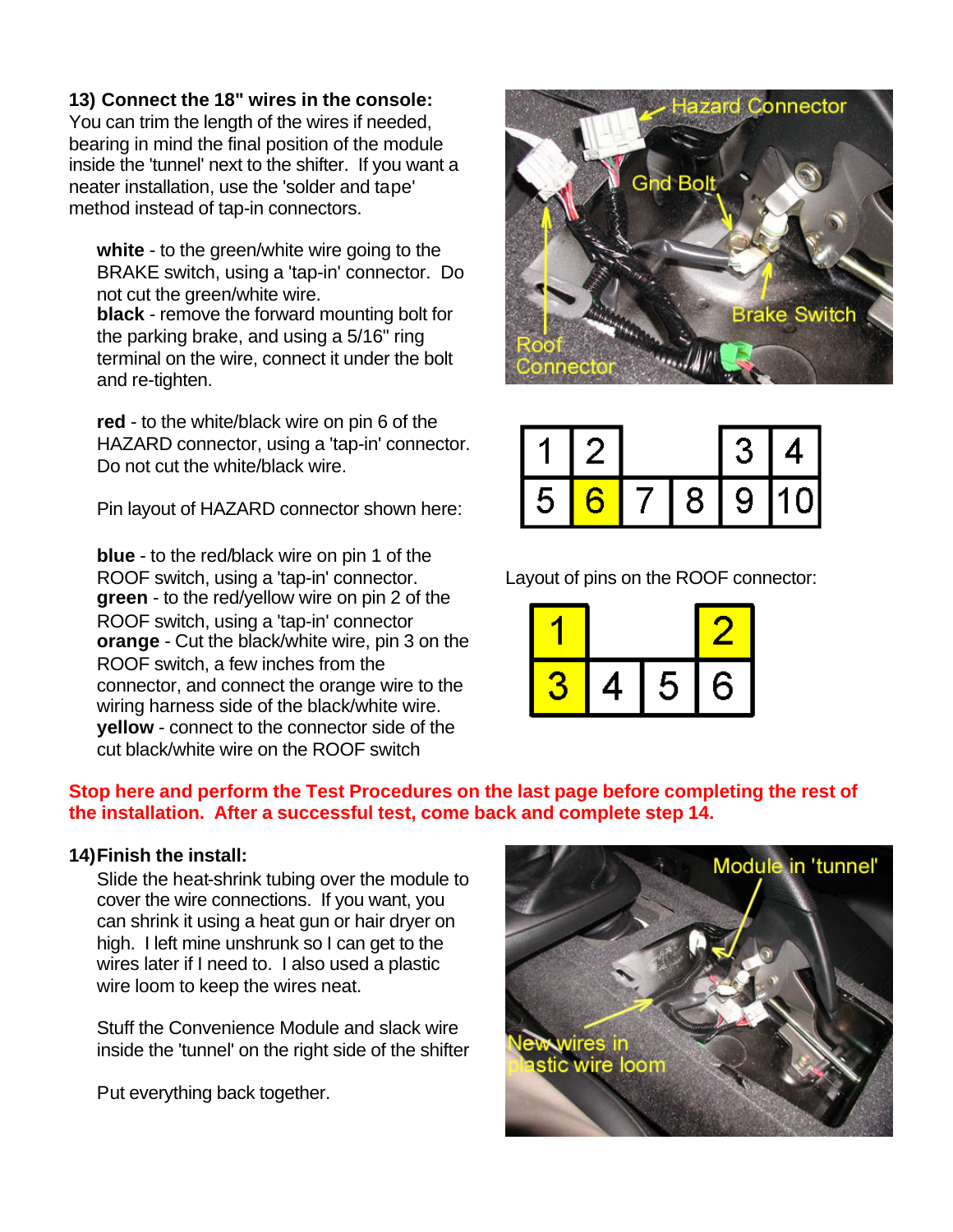**13) Connect the 18" wires in the console:**
You can trim the length of the wires if needed, bearing in mind the final position of the module inside the 'tunnel' next to the shifter. If you want a neater installation, use the 'solder and tape' method instead of tap-in connectors.

**white** - to the green/white wire going to the BRAKE switch, using a 'tap-in' connector. Do not cut the green/white wire.
**black** - remove the forward mounting bolt for the parking brake, and using a 5/16" ring terminal on the wire, connect it under the bolt and re-tighten.

**red** - to the white/black wire on pin 6 of the HAZARD connector, using a 'tap-in' connector. Do not cut the white/black wire.

Pin layout of HAZARD connector shown here:

| 1 | 2 | | | 3 | 4 |
|---|---|---|---|---|---|
| 5 | 6 | 7 | 8 | 9 | 10 |

**blue** - to the red/black wire on pin 1 of the ROOF switch, using a 'tap-in' connector.
**green** - to the red/yellow wire on pin 2 of the ROOF switch, using a 'tap-in' connector
**orange** - Cut the black/white wire, pin 3 on the ROOF switch, a few inches from the connector, and connect the orange wire to the wiring harness side of the black/white wire.
**yellow** - connect to the connector side of the cut black/white wire on the ROOF switch

Layout of pins on the ROOF connector:

| 1 | | | 2 |
|---|---|---|---|
| 3 | 4 | 5 | 6 |

**Stop here and perform the Test Procedures on the last page before completing the rest of the installation. After a successful test, come back and complete step 14.**

**14) Finish the install:**
Slide the heat-shrink tubing over the module to cover the wire connections. If you want, you can shrink it using a heat gun or hair dryer on high. I left mine unshrunk so I can get to the wires later if I need to. I also used a plastic wire loom to keep the wires neat.

Stuff the Convenience Module and slack wire inside the 'tunnel' on the right side of the shifter

Put everything back together.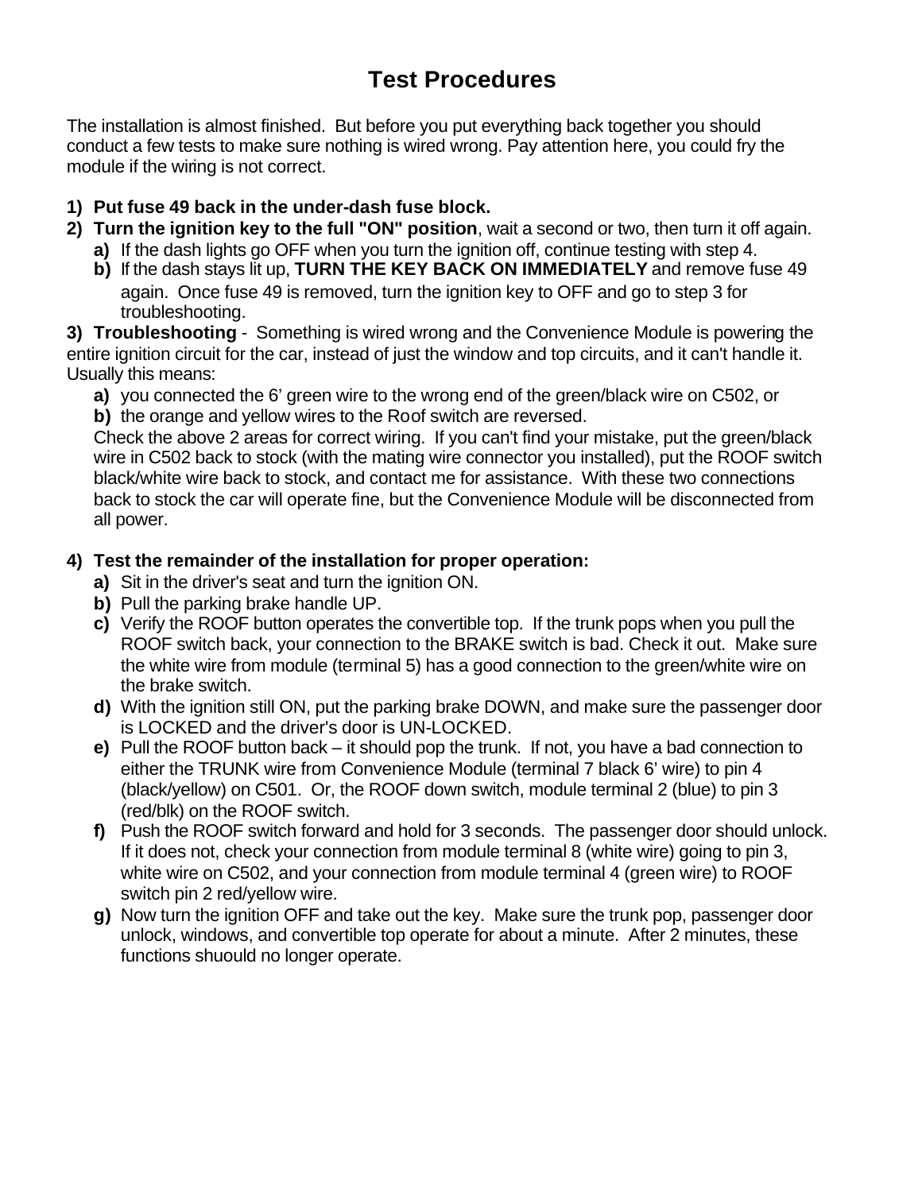# Test Procedures

The installation is almost finished. But before you put everything back together you should conduct a few tests to make sure nothing is wired wrong. Pay attention here, you could fry the module if the wiring is not correct.

1) **Put fuse 49 back in the under-dash fuse block.**
2) **Turn the ignition key to the full "ON" position**, wait a second or two, then turn it off again.
   - **a)** If the dash lights go OFF when you turn the ignition off, continue testing with step 4.
   - **b)** If the dash stays lit up, **TURN THE KEY BACK ON IMMEDIATELY** and remove fuse 49 again. Once fuse 49 is removed, turn the ignition key to OFF and go to step 3 for troubleshooting.
3) **Troubleshooting** - Something is wired wrong and the Convenience Module is powering the entire ignition circuit for the car, instead of just the window and top circuits, and it can't handle it. Usually this means:
   - **a)** you connected the 6' green wire to the wrong end of the green/black wire on C502, or
   - **b)** the orange and yellow wires to the Roof switch are reversed.

   Check the above 2 areas for correct wiring. If you can't find your mistake, put the green/black wire in C502 back to stock (with the mating wire connector you installed), put the ROOF switch black/white wire back to stock, and contact me for assistance. With these two connections back to stock the car will operate fine, but the Convenience Module will be disconnected from all power.

4) **Test the remainder of the installation for proper operation:**
   - **a)** Sit in the driver's seat and turn the ignition ON.
   - **b)** Pull the parking brake handle UP.
   - **c)** Verify the ROOF button operates the convertible top. If the trunk pops when you pull the ROOF switch back, your connection to the BRAKE switch is bad. Check it out. Make sure the white wire from module (terminal 5) has a good connection to the green/white wire on the brake switch.
   - **d)** With the ignition still ON, put the parking brake DOWN, and make sure the passenger door is LOCKED and the driver's door is UN-LOCKED.
   - **e)** Pull the ROOF button back – it should pop the trunk. If not, you have a bad connection to either the TRUNK wire from Convenience Module (terminal 7 black 6' wire) to pin 4 (black/yellow) on C501. Or, the ROOF down switch, module terminal 2 (blue) to pin 3 (red/blk) on the ROOF switch.
   - **f)** Push the ROOF switch forward and hold for 3 seconds. The passenger door should unlock. If it does not, check your connection from module terminal 8 (white wire) going to pin 3, white wire on C502, and your connection from module terminal 4 (green wire) to ROOF switch pin 2 red/yellow wire.
   - **g)** Now turn the ignition OFF and take out the key. Make sure the trunk pop, passenger door unlock, windows, and convertible top operate for about a minute. After 2 minutes, these functions shuould no longer operate.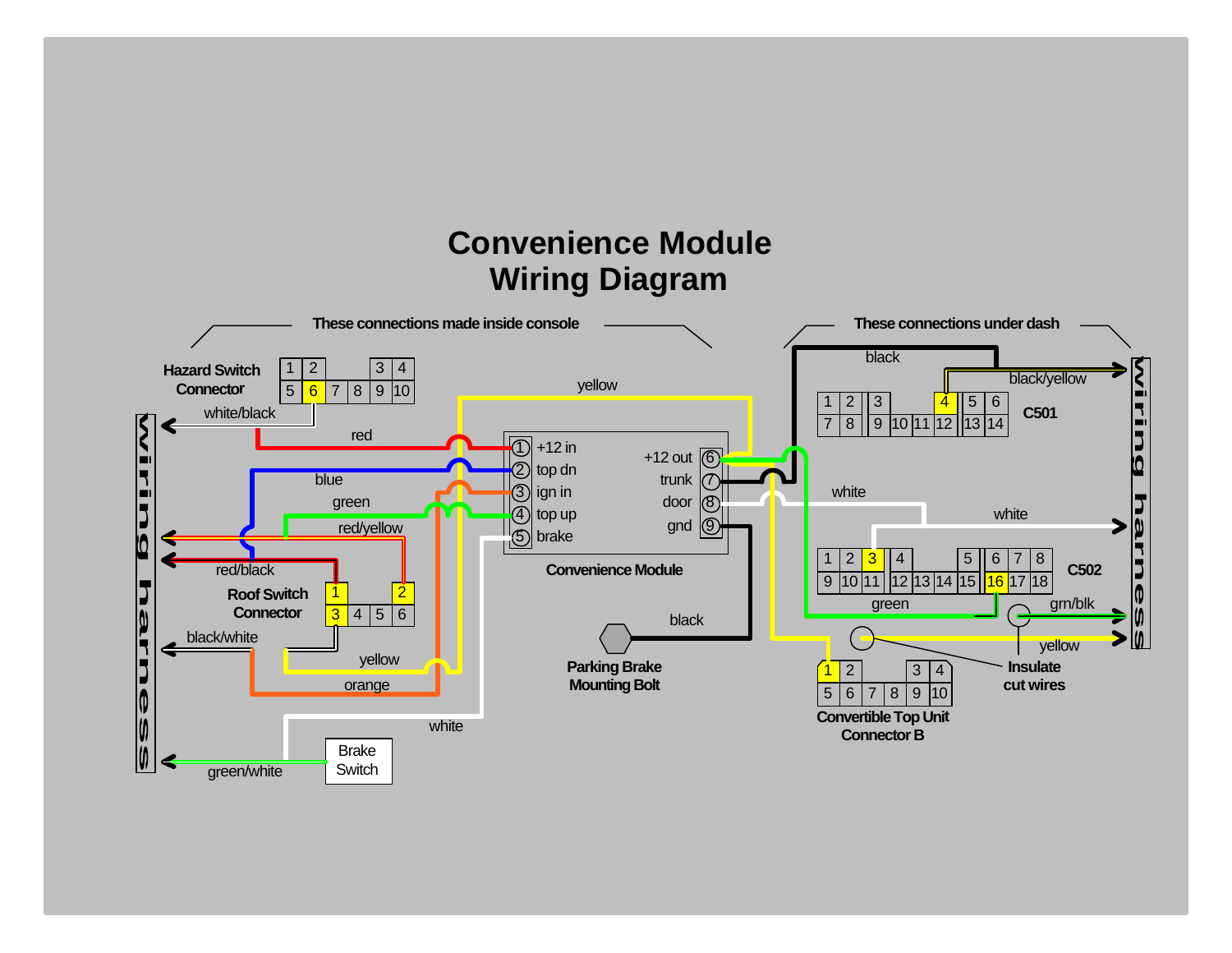# Convenience Module Wiring Diagram

These connections made inside console

These connections under dash

Hazard Switch Connector

1 2 3 4
5 6 7 8 9 10

white/black

red

blue

green

red/yellow

red/black

Roof Switch Connector

1 2
3 4 5 6

black/white

yellow

orange

white

Brake Switch

green/white

wiring harness

yellow

① +12 in
② top dn
③ ign in
④ top up
⑤ brake

+12 out ⑥
trunk ⑦
door ⑧
gnd ⑨

Convenience Module

black

Parking Brake Mounting Bolt

black

black/yellow

1 2 3 4 5 6
7 8 9 10 11 12 13 14

C501

white

white

1 2 3 4 5 6 7 8
9 10 11 12 13 14 15 16 17 18

C502

green

grn/blk

yellow

Insulate cut wires

1 2 3 4
5 6 7 8 9 10

Convertible Top Unit Connector B

wiring harness